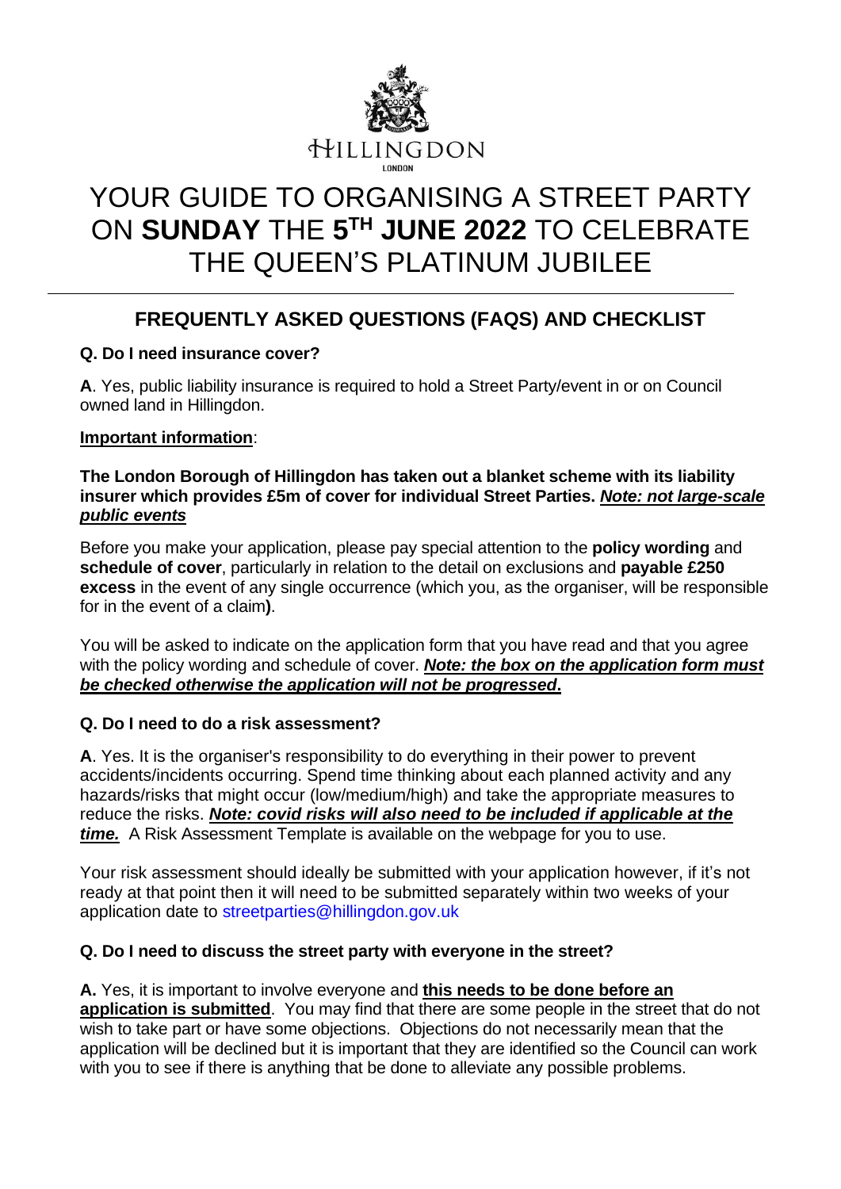HILLINGDON

LONDON

# YOUR GUIDE TO ORGANISING A STREET PARTY ON **SUNDAY** THE **5TH JUNE 2022** TO CELEBRATE THE QUEEN'S PLATINUM JUBILEE

---

## FREQUENTLY ASKED QUESTIONS (FAQS) AND CHECKLIST

### Q. Do I need insurance cover?

**A**. Yes, public liability insurance is required to hold a Street Party/event in or on Council owned land in Hillingdon.

**Important information**:

**The London Borough of Hillingdon has taken out a blanket scheme with its liability insurer which provides £5m of cover for individual Street Parties. *Note: not large-scale public events***

Before you make your application, please pay special attention to the **policy wording** and **schedule of cover**, particularly in relation to the detail on exclusions and **payable £250 excess** in the event of any single occurrence (which you, as the organiser, will be responsible for in the event of a claim**)**.

You will be asked to indicate on the application form that you have read and that you agree with the policy wording and schedule of cover. ***Note: the box on the application form must be checked otherwise the application will not be progressed*.**

### Q. Do I need to do a risk assessment?

**A**. Yes. It is the organiser's responsibility to do everything in their power to prevent accidents/incidents occurring. Spend time thinking about each planned activity and any hazards/risks that might occur (low/medium/high) and take the appropriate measures to reduce the risks. ***Note: covid risks will also need to be included if applicable at the time.*** A Risk Assessment Template is available on the webpage for you to use.

Your risk assessment should ideally be submitted with your application however, if it's not ready at that point then it will need to be submitted separately within two weeks of your application date to streetparties@hillingdon.gov.uk

### Q. Do I need to discuss the street party with everyone in the street?

**A.** Yes, it is important to involve everyone and **this needs to be done before an application is submitted**. You may find that there are some people in the street that do not wish to take part or have some objections. Objections do not necessarily mean that the application will be declined but it is important that they are identified so the Council can work with you to see if there is anything that be done to alleviate any possible problems.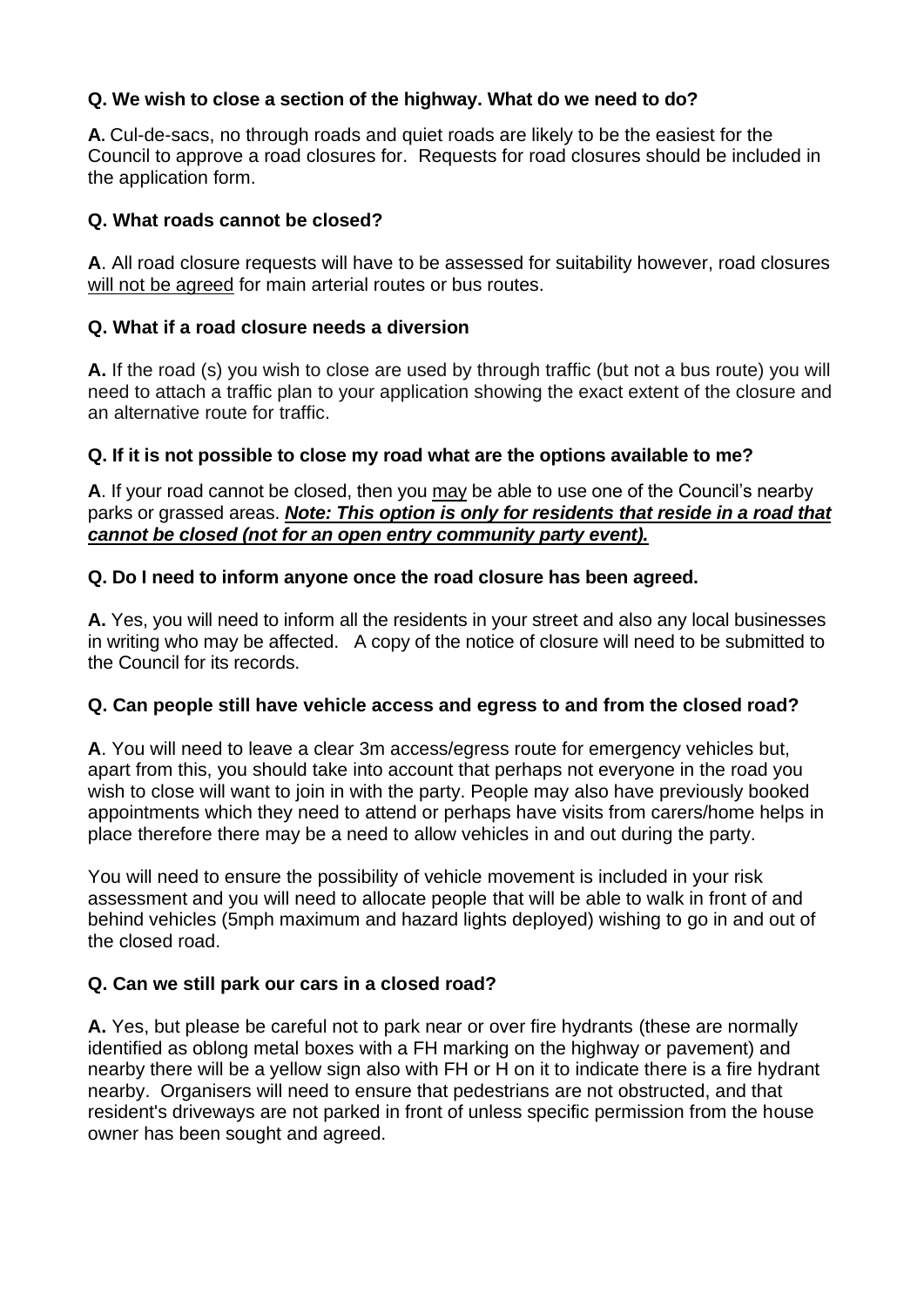**Q. We wish to close a section of the highway. What do we need to do?**

**A.** Cul-de-sacs, no through roads and quiet roads are likely to be the easiest for the Council to approve a road closures for. Requests for road closures should be included in the application form.

**Q. What roads cannot be closed?**

**A**. All road closure requests will have to be assessed for suitability however, road closures will not be agreed for main arterial routes or bus routes.

**Q. What if a road closure needs a diversion**

**A.** If the road (s) you wish to close are used by through traffic (but not a bus route) you will need to attach a traffic plan to your application showing the exact extent of the closure and an alternative route for traffic.

**Q. If it is not possible to close my road what are the options available to me?**

**A**. If your road cannot be closed, then you may be able to use one of the Council's nearby parks or grassed areas. ***Note: This option is only for residents that reside in a road that cannot be closed (not for an open entry community party event).***

**Q. Do I need to inform anyone once the road closure has been agreed.**

**A.** Yes, you will need to inform all the residents in your street and also any local businesses in writing who may be affected. A copy of the notice of closure will need to be submitted to the Council for its records.

**Q. Can people still have vehicle access and egress to and from the closed road?**

**A**. You will need to leave a clear 3m access/egress route for emergency vehicles but, apart from this, you should take into account that perhaps not everyone in the road you wish to close will want to join in with the party. People may also have previously booked appointments which they need to attend or perhaps have visits from carers/home helps in place therefore there may be a need to allow vehicles in and out during the party.

You will need to ensure the possibility of vehicle movement is included in your risk assessment and you will need to allocate people that will be able to walk in front of and behind vehicles (5mph maximum and hazard lights deployed) wishing to go in and out of the closed road.

**Q. Can we still park our cars in a closed road?**

**A.** Yes, but please be careful not to park near or over fire hydrants (these are normally identified as oblong metal boxes with a FH marking on the highway or pavement) and nearby there will be a yellow sign also with FH or H on it to indicate there is a fire hydrant nearby. Organisers will need to ensure that pedestrians are not obstructed, and that resident's driveways are not parked in front of unless specific permission from the house owner has been sought and agreed.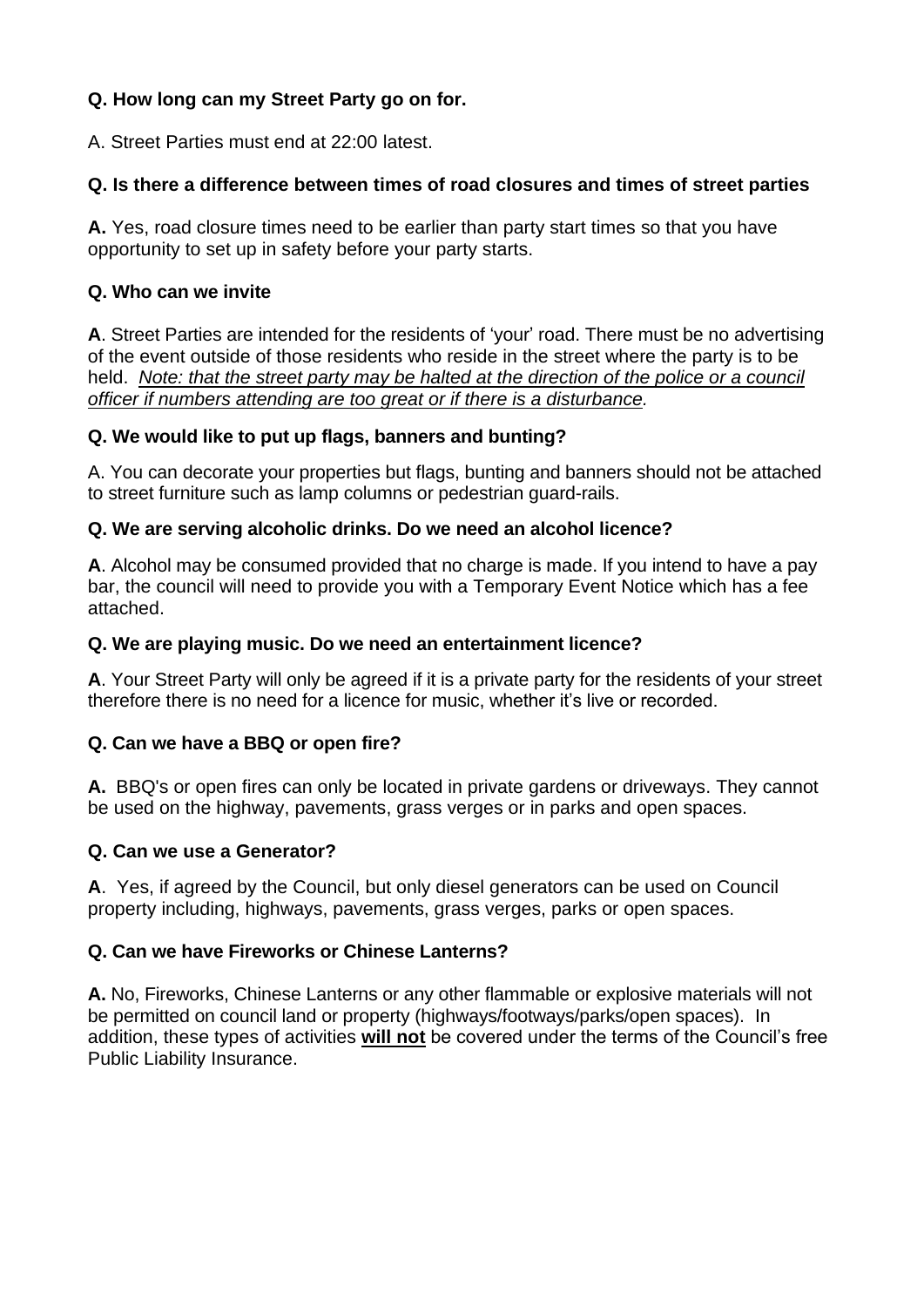**Q. How long can my Street Party go on for.**

A. Street Parties must end at 22:00 latest.

**Q. Is there a difference between times of road closures and times of street parties**

**A.** Yes, road closure times need to be earlier than party start times so that you have opportunity to set up in safety before your party starts.

**Q. Who can we invite**

**A**. Street Parties are intended for the residents of 'your' road. There must be no advertising of the event outside of those residents who reside in the street where the party is to be held. *Note: that the street party may be halted at the direction of the police or a council officer if numbers attending are too great or if there is a disturbance.*

**Q. We would like to put up flags, banners and bunting?**

A. You can decorate your properties but flags, bunting and banners should not be attached to street furniture such as lamp columns or pedestrian guard-rails.

**Q. We are serving alcoholic drinks. Do we need an alcohol licence?**

**A**. Alcohol may be consumed provided that no charge is made. If you intend to have a pay bar, the council will need to provide you with a Temporary Event Notice which has a fee attached.

**Q. We are playing music. Do we need an entertainment licence?**

**A**. Your Street Party will only be agreed if it is a private party for the residents of your street therefore there is no need for a licence for music, whether it's live or recorded.

**Q. Can we have a BBQ or open fire?**

**A.** BBQ's or open fires can only be located in private gardens or driveways. They cannot be used on the highway, pavements, grass verges or in parks and open spaces.

**Q. Can we use a Generator?**

**A**. Yes, if agreed by the Council, but only diesel generators can be used on Council property including, highways, pavements, grass verges, parks or open spaces.

**Q. Can we have Fireworks or Chinese Lanterns?**

**A.** No, Fireworks, Chinese Lanterns or any other flammable or explosive materials will not be permitted on council land or property (highways/footways/parks/open spaces). In addition, these types of activities **will not** be covered under the terms of the Council's free Public Liability Insurance.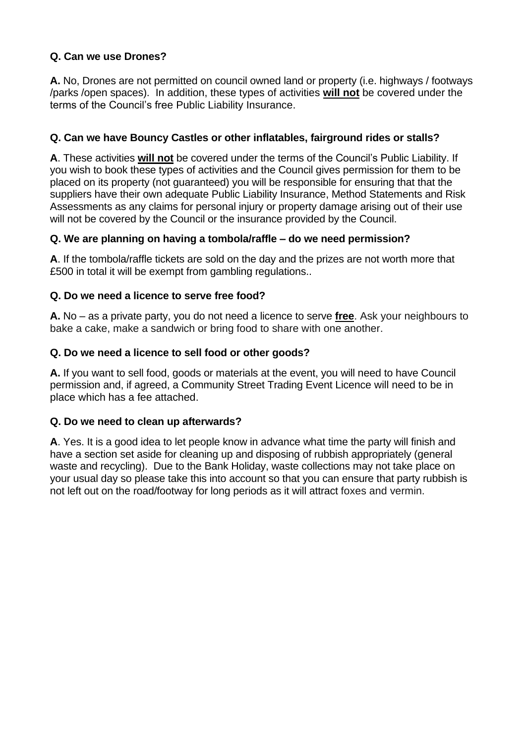**Q. Can we use Drones?**

**A.** No, Drones are not permitted on council owned land or property (i.e. highways / footways /parks /open spaces). In addition, these types of activities **will not** be covered under the terms of the Council's free Public Liability Insurance.

**Q. Can we have Bouncy Castles or other inflatables, fairground rides or stalls?**

**A**. These activities **will not** be covered under the terms of the Council's Public Liability. If you wish to book these types of activities and the Council gives permission for them to be placed on its property (not guaranteed) you will be responsible for ensuring that that the suppliers have their own adequate Public Liability Insurance, Method Statements and Risk Assessments as any claims for personal injury or property damage arising out of their use will not be covered by the Council or the insurance provided by the Council.

**Q. We are planning on having a tombola/raffle – do we need permission?**

**A**. If the tombola/raffle tickets are sold on the day and the prizes are not worth more that £500 in total it will be exempt from gambling regulations..

**Q. Do we need a licence to serve free food?**

**A.** No – as a private party, you do not need a licence to serve **free**. Ask your neighbours to bake a cake, make a sandwich or bring food to share with one another.

**Q. Do we need a licence to sell food or other goods?**

**A.** If you want to sell food, goods or materials at the event, you will need to have Council permission and, if agreed, a Community Street Trading Event Licence will need to be in place which has a fee attached.

**Q. Do we need to clean up afterwards?**

**A**. Yes. It is a good idea to let people know in advance what time the party will finish and have a section set aside for cleaning up and disposing of rubbish appropriately (general waste and recycling). Due to the Bank Holiday, waste collections may not take place on your usual day so please take this into account so that you can ensure that party rubbish is not left out on the road/footway for long periods as it will attract foxes and vermin.